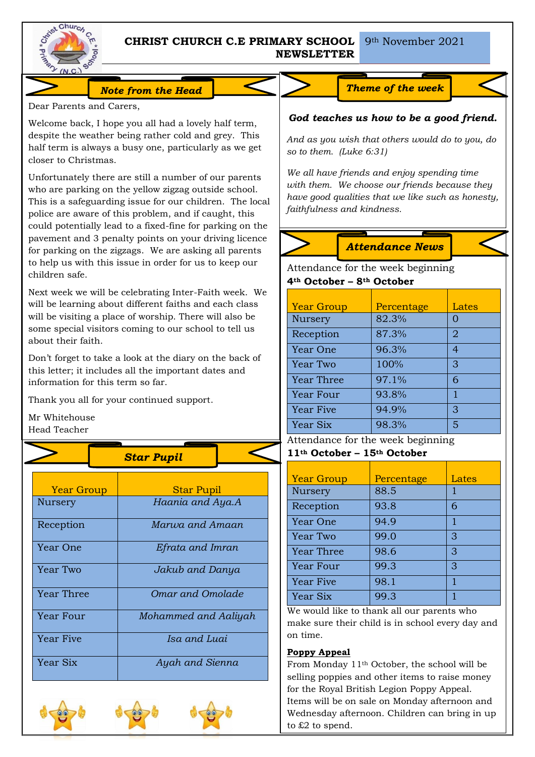# CHRIST CHURCH C.E PRIMARY SCHOOL NEWSLETTER

9th November 2021

## Note from the Head

Dear Parents and Carers,

Welcome back, I hope you all had a lovely half term, despite the weather being rather cold and grey. This half term is always a busy one, particularly as we get closer to Christmas.

Unfortunately there are still a number of our parents who are parking on the yellow zigzag outside school. This is a safeguarding issue for our children. The local police are aware of this problem, and if caught, this could potentially lead to a fixed-fine for parking on the pavement and 3 penalty points on your driving licence for parking on the zigzags. We are asking all parents to help us with this issue in order for us to keep our children safe.

Next week we will be celebrating Inter-Faith week. We will be learning about different faiths and each class will be visiting a place of worship. There will also be some special visitors coming to our school to tell us about their faith.

Don't forget to take a look at the diary on the back of this letter; it includes all the important dates and information for this term so far.

Thank you all for your continued support.

Mr Whitehouse
Head Teacher

## Star Pupil

| Year Group | Star Pupil |
|---|---|
| Nursery | *Haania and Aya.A* |
| Reception | *Marwa and Amaan* |
| Year One | *Efrata and Imran* |
| Year Two | *Jakub and Danya* |
| Year Three | *Omar and Omolade* |
| Year Four | *Mohammed and Aaliyah* |
| Year Five | *Isa and Luai* |
| Year Six | *Ayah and Sienna* |

## Theme of the week

***God teaches us how to be a good friend.***

*And as you wish that others would do to you, do so to them. (Luke 6:31)*

*We all have friends and enjoy spending time with them. We choose our friends because they have good qualities that we like such as honesty, faithfulness and kindness.*

## Attendance News

Attendance for the week beginning
**4th October – 8th October**

| Year Group | Percentage | Lates |
|---|---|---|
| Nursery | 82.3% | 0 |
| Reception | 87.3% | 2 |
| Year One | 96.3% | 4 |
| Year Two | 100% | 3 |
| Year Three | 97.1% | 6 |
| Year Four | 93.8% | 1 |
| Year Five | 94.9% | 3 |
| Year Six | 98.3% | 5 |

Attendance for the week beginning
**11th October – 15th October**

| Year Group | Percentage | Lates |
|---|---|---|
| Nursery | 88.5 | 1 |
| Reception | 93.8 | 6 |
| Year One | 94.9 | 1 |
| Year Two | 99.0 | 3 |
| Year Three | 98.6 | 3 |
| Year Four | 99.3 | 3 |
| Year Five | 98.1 | 1 |
| Year Six | 99.3 | 1 |

We would like to thank all our parents who make sure their child is in school every day and on time.

**Poppy Appeal**

From Monday 11th October, the school will be selling poppies and other items to raise money for the Royal British Legion Poppy Appeal. Items will be on sale on Monday afternoon and Wednesday afternoon. Children can bring in up to £2 to spend.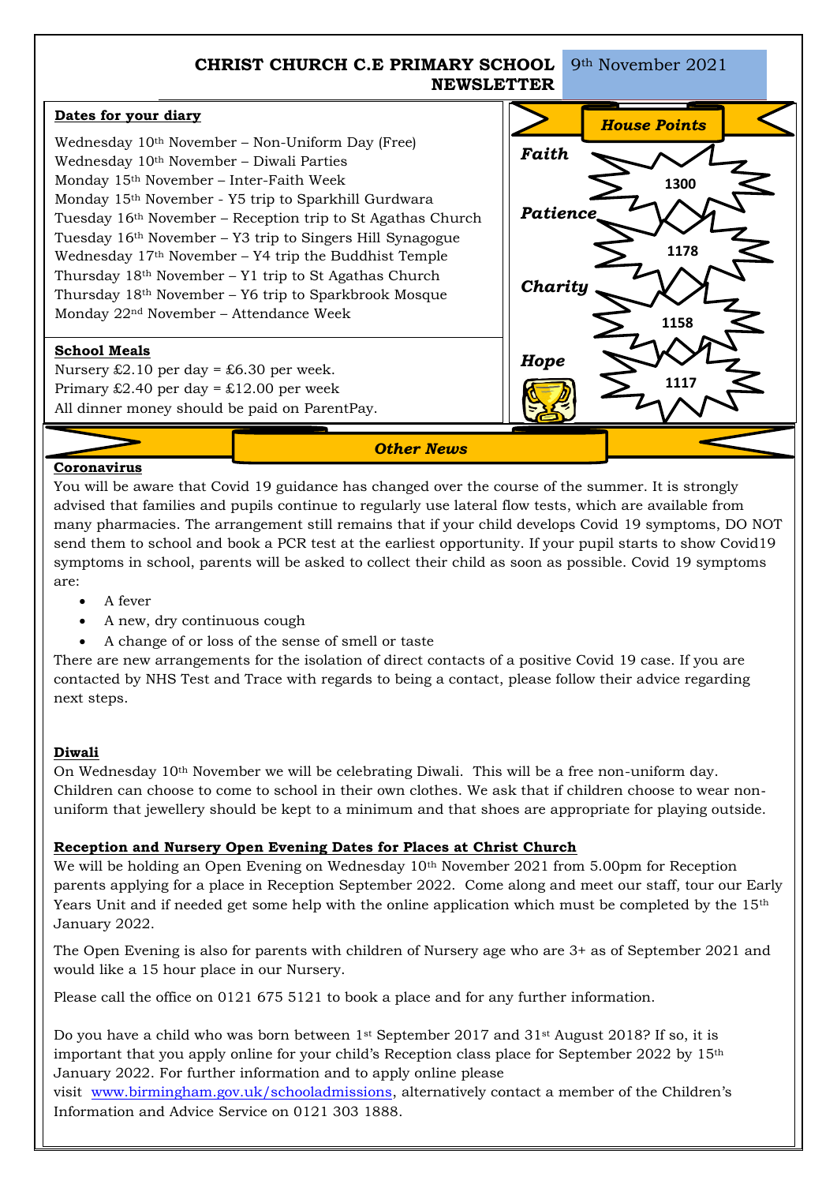# CHRIST CHURCH C.E PRIMARY SCHOOL NEWSLETTER

9th November 2021

**Dates for your diary**

Wednesday 10th November – Non-Uniform Day (Free)
Wednesday 10th November – Diwali Parties
Monday 15th November – Inter-Faith Week
Monday 15th November - Y5 trip to Sparkhill Gurdwara
Tuesday 16th November – Reception trip to St Agathas Church
Tuesday 16th November – Y3 trip to Singers Hill Synagogue
Wednesday 17th November – Y4 trip the Buddhist Temple
Thursday 18th November – Y1 trip to St Agathas Church
Thursday 18th November – Y6 trip to Sparkbrook Mosque
Monday 22nd November – Attendance Week

**School Meals**

Nursery £2.10 per day = £6.30 per week.
Primary £2.40 per day = £12.00 per week
All dinner money should be paid on ParentPay.

***House Points***

***Faith*** 1300

***Patience*** 1178

***Charity*** 1158

***Hope*** 1117

## *Other News*

**Coronavirus**

You will be aware that Covid 19 guidance has changed over the course of the summer. It is strongly advised that families and pupils continue to regularly use lateral flow tests, which are available from many pharmacies. The arrangement still remains that if your child develops Covid 19 symptoms, DO NOT send them to school and book a PCR test at the earliest opportunity. If your pupil starts to show Covid19 symptoms in school, parents will be asked to collect their child as soon as possible. Covid 19 symptoms are:

- A fever
- A new, dry continuous cough
- A change of or loss of the sense of smell or taste

There are new arrangements for the isolation of direct contacts of a positive Covid 19 case. If you are contacted by NHS Test and Trace with regards to being a contact, please follow their advice regarding next steps.

**Diwali**

On Wednesday 10th November we will be celebrating Diwali. This will be a free non-uniform day. Children can choose to come to school in their own clothes. We ask that if children choose to wear non-uniform that jewellery should be kept to a minimum and that shoes are appropriate for playing outside.

**Reception and Nursery Open Evening Dates for Places at Christ Church**

We will be holding an Open Evening on Wednesday 10th November 2021 from 5.00pm for Reception parents applying for a place in Reception September 2022. Come along and meet our staff, tour our Early Years Unit and if needed get some help with the online application which must be completed by the 15th January 2022.

The Open Evening is also for parents with children of Nursery age who are 3+ as of September 2021 and would like a 15 hour place in our Nursery.

Please call the office on 0121 675 5121 to book a place and for any further information.

Do you have a child who was born between 1st September 2017 and 31st August 2018? If so, it is important that you apply online for your child's Reception class place for September 2022 by 15th January 2022. For further information and to apply online please visit www.birmingham.gov.uk/schooladmissions, alternatively contact a member of the Children's Information and Advice Service on 0121 303 1888.